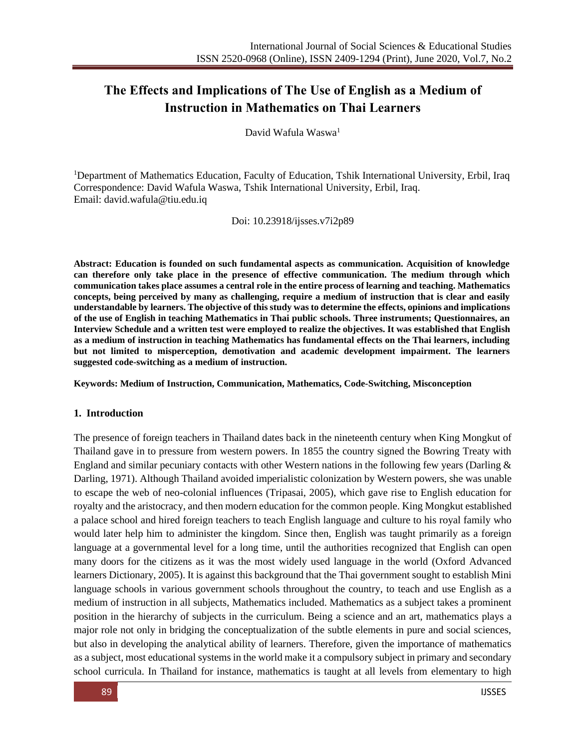# The Effects and Implications of The Use of English as a Medium of Instruction in Mathematics on Thai Learners

David Wafula Waswa[1]

[1]Department of Mathematics Education, Faculty of Education, Tshik International University, Erbil, Iraq
Correspondence: David Wafula Waswa, Tshik International University, Erbil, Iraq.
Email: david.wafula@tiu.edu.iq

Doi: 10.23918/ijsses.v7i2p89

**Abstract: Education is founded on such fundamental aspects as communication. Acquisition of knowledge can therefore only take place in the presence of effective communication. The medium through which communication takes place assumes a central role in the entire process of learning and teaching. Mathematics concepts, being perceived by many as challenging, require a medium of instruction that is clear and easily understandable by learners. The objective of this study was to determine the effects, opinions and implications of the use of English in teaching Mathematics in Thai public schools. Three instruments; Questionnaires, an Interview Schedule and a written test were employed to realize the objectives. It was established that English as a medium of instruction in teaching Mathematics has fundamental effects on the Thai learners, including but not limited to misperception, demotivation and academic development impairment. The learners suggested code-switching as a medium of instruction.**

**Keywords: Medium of Instruction, Communication, Mathematics, Code-Switching, Misconception**

## 1. Introduction

The presence of foreign teachers in Thailand dates back in the nineteenth century when King Mongkut of Thailand gave in to pressure from western powers. In 1855 the country signed the Bowring Treaty with England and similar pecuniary contacts with other Western nations in the following few years (Darling & Darling, 1971). Although Thailand avoided imperialistic colonization by Western powers, she was unable to escape the web of neo-colonial influences (Tripasai, 2005), which gave rise to English education for royalty and the aristocracy, and then modern education for the common people. King Mongkut established a palace school and hired foreign teachers to teach English language and culture to his royal family who would later help him to administer the kingdom. Since then, English was taught primarily as a foreign language at a governmental level for a long time, until the authorities recognized that English can open many doors for the citizens as it was the most widely used language in the world (Oxford Advanced learners Dictionary, 2005). It is against this background that the Thai government sought to establish Mini language schools in various government schools throughout the country, to teach and use English as a medium of instruction in all subjects, Mathematics included. Mathematics as a subject takes a prominent position in the hierarchy of subjects in the curriculum. Being a science and an art, mathematics plays a major role not only in bridging the conceptualization of the subtle elements in pure and social sciences, but also in developing the analytical ability of learners. Therefore, given the importance of mathematics as a subject, most educational systems in the world make it a compulsory subject in primary and secondary school curricula. In Thailand for instance, mathematics is taught at all levels from elementary to high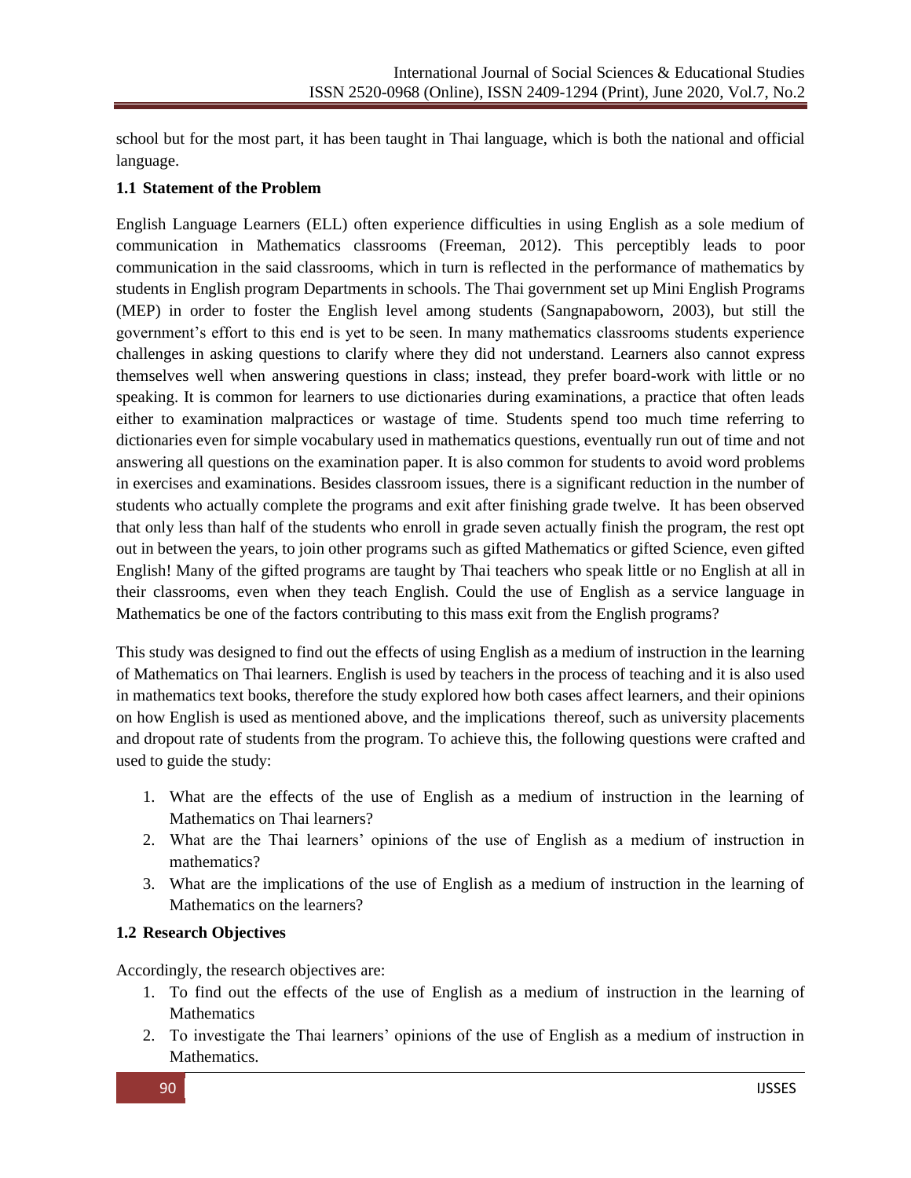school but for the most part, it has been taught in Thai language, which is both the national and official language.

### 1.1 Statement of the Problem

English Language Learners (ELL) often experience difficulties in using English as a sole medium of communication in Mathematics classrooms (Freeman, 2012). This perceptibly leads to poor communication in the said classrooms, which in turn is reflected in the performance of mathematics by students in English program Departments in schools. The Thai government set up Mini English Programs (MEP) in order to foster the English level among students (Sangnapaboworn, 2003), but still the government's effort to this end is yet to be seen. In many mathematics classrooms students experience challenges in asking questions to clarify where they did not understand. Learners also cannot express themselves well when answering questions in class; instead, they prefer board-work with little or no speaking. It is common for learners to use dictionaries during examinations, a practice that often leads either to examination malpractices or wastage of time. Students spend too much time referring to dictionaries even for simple vocabulary used in mathematics questions, eventually run out of time and not answering all questions on the examination paper. It is also common for students to avoid word problems in exercises and examinations. Besides classroom issues, there is a significant reduction in the number of students who actually complete the programs and exit after finishing grade twelve. It has been observed that only less than half of the students who enroll in grade seven actually finish the program, the rest opt out in between the years, to join other programs such as gifted Mathematics or gifted Science, even gifted English! Many of the gifted programs are taught by Thai teachers who speak little or no English at all in their classrooms, even when they teach English. Could the use of English as a service language in Mathematics be one of the factors contributing to this mass exit from the English programs?

This study was designed to find out the effects of using English as a medium of instruction in the learning of Mathematics on Thai learners. English is used by teachers in the process of teaching and it is also used in mathematics text books, therefore the study explored how both cases affect learners, and their opinions on how English is used as mentioned above, and the implications thereof, such as university placements and dropout rate of students from the program. To achieve this, the following questions were crafted and used to guide the study:

1. What are the effects of the use of English as a medium of instruction in the learning of Mathematics on Thai learners?
2. What are the Thai learners' opinions of the use of English as a medium of instruction in mathematics?
3. What are the implications of the use of English as a medium of instruction in the learning of Mathematics on the learners?

### 1.2 Research Objectives

Accordingly, the research objectives are:

1. To find out the effects of the use of English as a medium of instruction in the learning of Mathematics
2. To investigate the Thai learners' opinions of the use of English as a medium of instruction in Mathematics.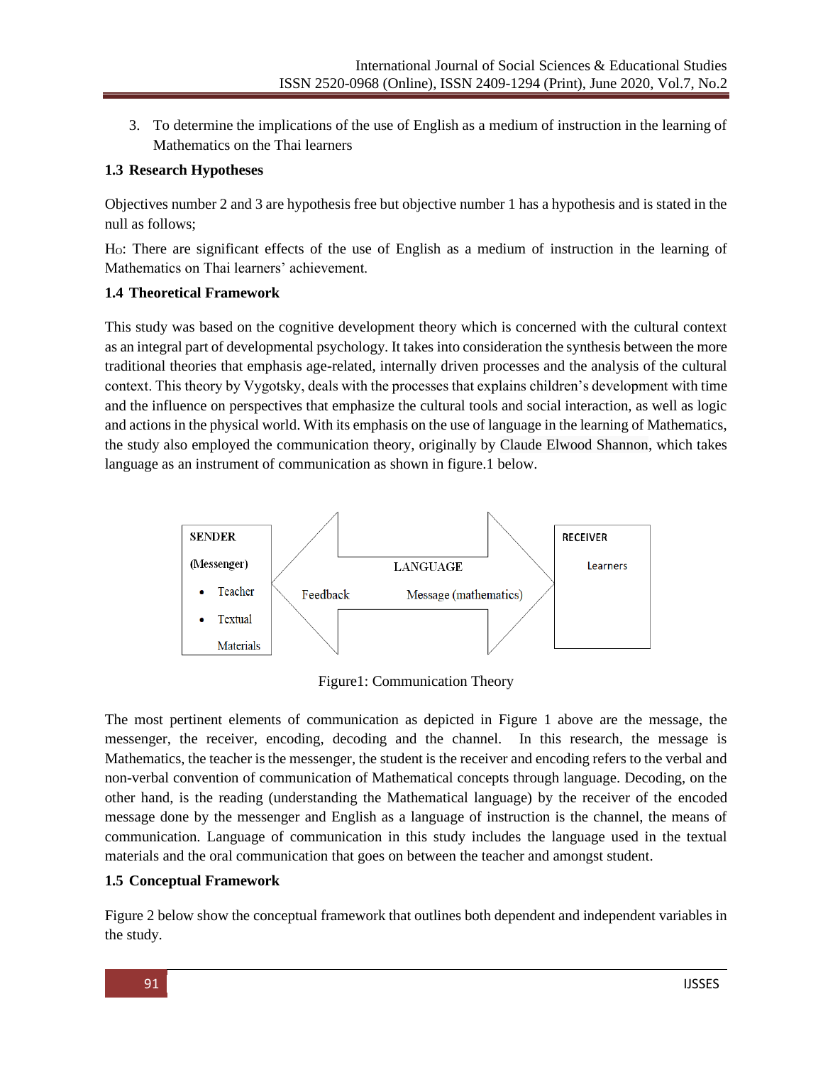3. To determine the implications of the use of English as a medium of instruction in the learning of Mathematics on the Thai learners

### 1.3 Research Hypotheses

Objectives number 2 and 3 are hypothesis free but objective number 1 has a hypothesis and is stated in the null as follows;

$H_O$: There are significant effects of the use of English as a medium of instruction in the learning of Mathematics on Thai learners' achievement.

### 1.4 Theoretical Framework

This study was based on the cognitive development theory which is concerned with the cultural context as an integral part of developmental psychology. It takes into consideration the synthesis between the more traditional theories that emphasis age-related, internally driven processes and the analysis of the cultural context. This theory by Vygotsky, deals with the processes that explains children's development with time and the influence on perspectives that emphasize the cultural tools and social interaction, as well as logic and actions in the physical world. With its emphasis on the use of language in the learning of Mathematics, the study also employed the communication theory, originally by Claude Elwood Shannon, which takes language as an instrument of communication as shown in figure.1 below.

SENDER (Messenger)
- Teacher
- Textual Materials

LANGUAGE

Feedback — Message (mathematics)

RECEIVER
Learners

Figure1: Communication Theory

The most pertinent elements of communication as depicted in Figure 1 above are the message, the messenger, the receiver, encoding, decoding and the channel. In this research, the message is Mathematics, the teacher is the messenger, the student is the receiver and encoding refers to the verbal and non-verbal convention of communication of Mathematical concepts through language. Decoding, on the other hand, is the reading (understanding the Mathematical language) by the receiver of the encoded message done by the messenger and English as a language of instruction is the channel, the means of communication. Language of communication in this study includes the language used in the textual materials and the oral communication that goes on between the teacher and amongst student.

### 1.5 Conceptual Framework

Figure 2 below show the conceptual framework that outlines both dependent and independent variables in the study.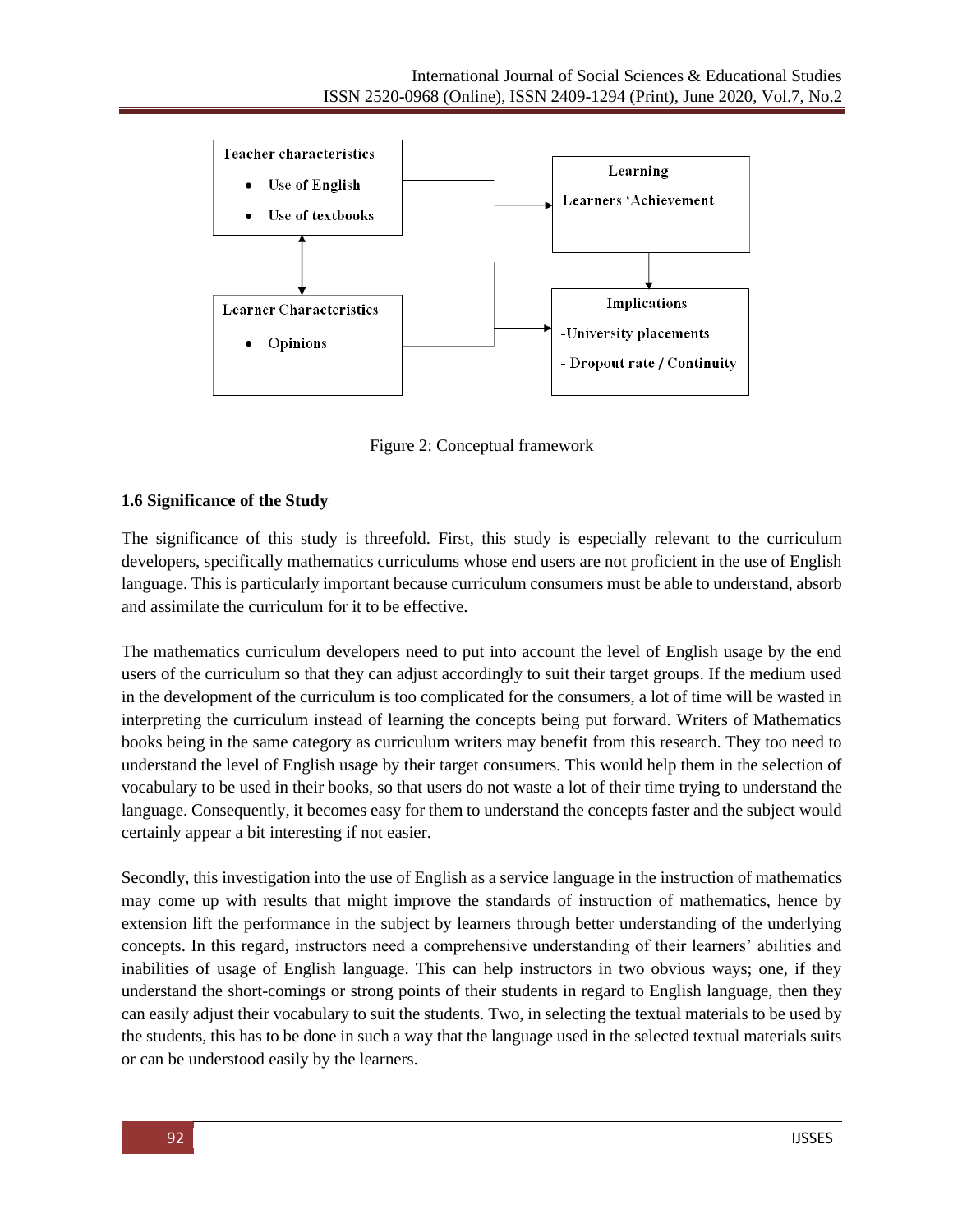Teacher characteristics

- Use of English
- Use of textbooks

Learner Characteristics

- Opinions

Learning

Learners 'Achievement

Implications

-University placements

- Dropout rate / Continuity

Figure 2: Conceptual framework

### 1.6 Significance of the Study

The significance of this study is threefold. First, this study is especially relevant to the curriculum developers, specifically mathematics curriculums whose end users are not proficient in the use of English language. This is particularly important because curriculum consumers must be able to understand, absorb and assimilate the curriculum for it to be effective.

The mathematics curriculum developers need to put into account the level of English usage by the end users of the curriculum so that they can adjust accordingly to suit their target groups. If the medium used in the development of the curriculum is too complicated for the consumers, a lot of time will be wasted in interpreting the curriculum instead of learning the concepts being put forward. Writers of Mathematics books being in the same category as curriculum writers may benefit from this research. They too need to understand the level of English usage by their target consumers. This would help them in the selection of vocabulary to be used in their books, so that users do not waste a lot of their time trying to understand the language. Consequently, it becomes easy for them to understand the concepts faster and the subject would certainly appear a bit interesting if not easier.

Secondly, this investigation into the use of English as a service language in the instruction of mathematics may come up with results that might improve the standards of instruction of mathematics, hence by extension lift the performance in the subject by learners through better understanding of the underlying concepts. In this regard, instructors need a comprehensive understanding of their learners' abilities and inabilities of usage of English language. This can help instructors in two obvious ways; one, if they understand the short-comings or strong points of their students in regard to English language, then they can easily adjust their vocabulary to suit the students. Two, in selecting the textual materials to be used by the students, this has to be done in such a way that the language used in the selected textual materials suits or can be understood easily by the learners.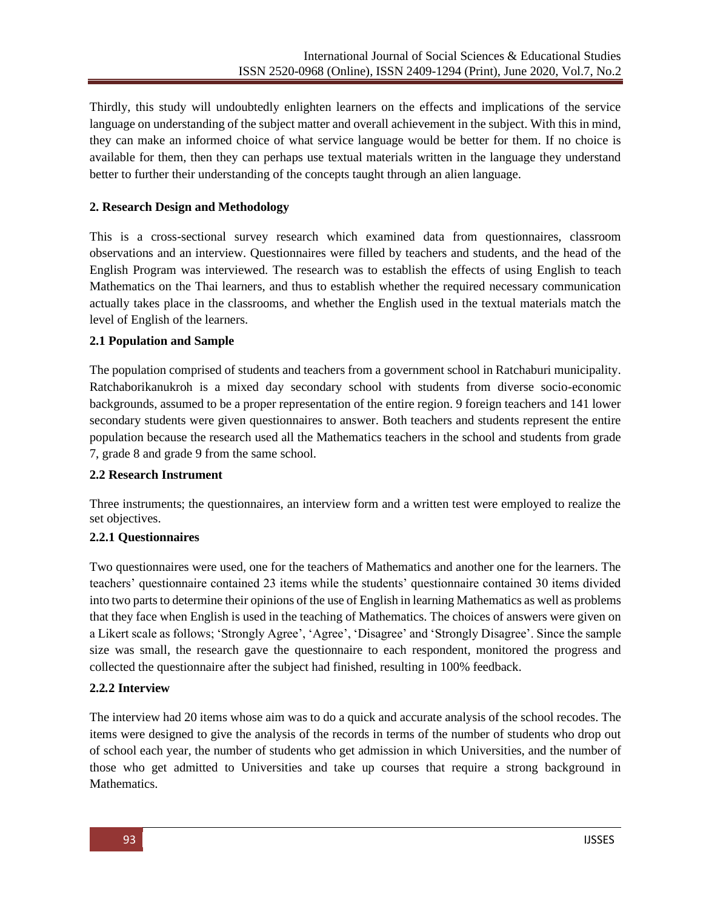Thirdly, this study will undoubtedly enlighten learners on the effects and implications of the service language on understanding of the subject matter and overall achievement in the subject. With this in mind, they can make an informed choice of what service language would be better for them. If no choice is available for them, then they can perhaps use textual materials written in the language they understand better to further their understanding of the concepts taught through an alien language.

## 2. Research Design and Methodology

This is a cross-sectional survey research which examined data from questionnaires, classroom observations and an interview. Questionnaires were filled by teachers and students, and the head of the English Program was interviewed. The research was to establish the effects of using English to teach Mathematics on the Thai learners, and thus to establish whether the required necessary communication actually takes place in the classrooms, and whether the English used in the textual materials match the level of English of the learners.

### 2.1 Population and Sample

The population comprised of students and teachers from a government school in Ratchaburi municipality. Ratchaborikanukroh is a mixed day secondary school with students from diverse socio-economic backgrounds, assumed to be a proper representation of the entire region. 9 foreign teachers and 141 lower secondary students were given questionnaires to answer. Both teachers and students represent the entire population because the research used all the Mathematics teachers in the school and students from grade 7, grade 8 and grade 9 from the same school.

### 2.2 Research Instrument

Three instruments; the questionnaires, an interview form and a written test were employed to realize the set objectives.

#### 2.2.1 Questionnaires

Two questionnaires were used, one for the teachers of Mathematics and another one for the learners. The teachers' questionnaire contained 23 items while the students' questionnaire contained 30 items divided into two parts to determine their opinions of the use of English in learning Mathematics as well as problems that they face when English is used in the teaching of Mathematics. The choices of answers were given on a Likert scale as follows; 'Strongly Agree', 'Agree', 'Disagree' and 'Strongly Disagree'. Since the sample size was small, the research gave the questionnaire to each respondent, monitored the progress and collected the questionnaire after the subject had finished, resulting in 100% feedback.

#### 2.2.2 Interview

The interview had 20 items whose aim was to do a quick and accurate analysis of the school recodes. The items were designed to give the analysis of the records in terms of the number of students who drop out of school each year, the number of students who get admission in which Universities, and the number of those who get admitted to Universities and take up courses that require a strong background in Mathematics.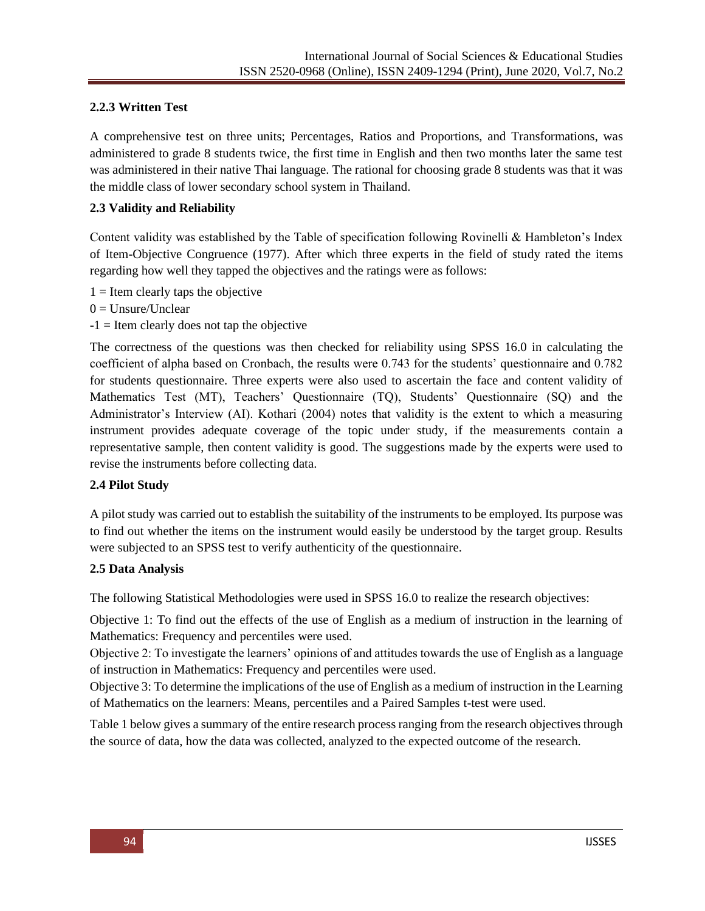#### 2.2.3 Written Test

A comprehensive test on three units; Percentages, Ratios and Proportions, and Transformations, was administered to grade 8 students twice, the first time in English and then two months later the same test was administered in their native Thai language. The rational for choosing grade 8 students was that it was the middle class of lower secondary school system in Thailand.

### 2.3 Validity and Reliability

Content validity was established by the Table of specification following Rovinelli & Hambleton's Index of Item-Objective Congruence (1977). After which three experts in the field of study rated the items regarding how well they tapped the objectives and the ratings were as follows:

1 = Item clearly taps the objective
0 = Unsure/Unclear
-1 = Item clearly does not tap the objective

The correctness of the questions was then checked for reliability using SPSS 16.0 in calculating the coefficient of alpha based on Cronbach, the results were 0.743 for the students' questionnaire and 0.782 for students questionnaire. Three experts were also used to ascertain the face and content validity of Mathematics Test (MT), Teachers' Questionnaire (TQ), Students' Questionnaire (SQ) and the Administrator's Interview (AI). Kothari (2004) notes that validity is the extent to which a measuring instrument provides adequate coverage of the topic under study, if the measurements contain a representative sample, then content validity is good. The suggestions made by the experts were used to revise the instruments before collecting data.

### 2.4 Pilot Study

A pilot study was carried out to establish the suitability of the instruments to be employed. Its purpose was to find out whether the items on the instrument would easily be understood by the target group. Results were subjected to an SPSS test to verify authenticity of the questionnaire.

### 2.5 Data Analysis

The following Statistical Methodologies were used in SPSS 16.0 to realize the research objectives:

Objective 1: To find out the effects of the use of English as a medium of instruction in the learning of Mathematics: Frequency and percentiles were used.
Objective 2: To investigate the learners' opinions of and attitudes towards the use of English as a language of instruction in Mathematics: Frequency and percentiles were used.
Objective 3: To determine the implications of the use of English as a medium of instruction in the Learning of Mathematics on the learners: Means, percentiles and a Paired Samples t-test were used.

Table 1 below gives a summary of the entire research process ranging from the research objectives through the source of data, how the data was collected, analyzed to the expected outcome of the research.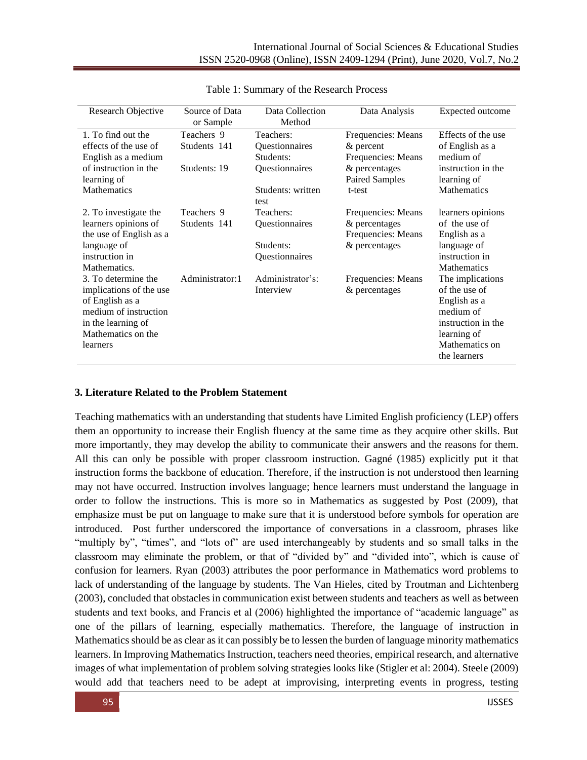Table 1: Summary of the Research Process

| Research Objective | Source of Data or Sample | Data Collection Method | Data Analysis | Expected outcome |
|---|---|---|---|---|
| 1. To find out the effects of the use of English as a medium of instruction in the learning of Mathematics | Teachers 9<br>Students 141<br><br>Students: 19 | Teachers: Questionnaires<br>Students: Questionnaires<br><br>Students: written test | Frequencies: Means & percent<br>Frequencies: Means & percentages<br>Paired Samples t-test | Effects of the use of English as a medium of instruction in the learning of Mathematics |
| 2. To investigate the learners opinions of the use of English as a language of instruction in Mathematics. | Teachers 9<br>Students 141 | Teachers: Questionnaires<br><br>Students: Questionnaires | Frequencies: Means & percentages<br>Frequencies: Means & percentages | learners opinions of the use of English as a language of instruction in Mathematics |
| 3. To determine the implications of the use of English as a medium of instruction in the learning of Mathematics on the learners | Administrator:1 | Administrator's: Interview | Frequencies: Means & percentages | The implications of the use of English as a medium of instruction in the learning of Mathematics on the learners |

### 3. Literature Related to the Problem Statement

Teaching mathematics with an understanding that students have Limited English proficiency (LEP) offers them an opportunity to increase their English fluency at the same time as they acquire other skills. But more importantly, they may develop the ability to communicate their answers and the reasons for them. All this can only be possible with proper classroom instruction. Gagné (1985) explicitly put it that instruction forms the backbone of education. Therefore, if the instruction is not understood then learning may not have occurred. Instruction involves language; hence learners must understand the language in order to follow the instructions. This is more so in Mathematics as suggested by Post (2009), that emphasize must be put on language to make sure that it is understood before symbols for operation are introduced. Post further underscored the importance of conversations in a classroom, phrases like "multiply by", "times", and "lots of" are used interchangeably by students and so small talks in the classroom may eliminate the problem, or that of "divided by" and "divided into", which is cause of confusion for learners. Ryan (2003) attributes the poor performance in Mathematics word problems to lack of understanding of the language by students. The Van Hieles, cited by Troutman and Lichtenberg (2003), concluded that obstacles in communication exist between students and teachers as well as between students and text books, and Francis et al (2006) highlighted the importance of "academic language" as one of the pillars of learning, especially mathematics. Therefore, the language of instruction in Mathematics should be as clear as it can possibly be to lessen the burden of language minority mathematics learners. In Improving Mathematics Instruction, teachers need theories, empirical research, and alternative images of what implementation of problem solving strategies looks like (Stigler et al: 2004). Steele (2009) would add that teachers need to be adept at improvising, interpreting events in progress, testing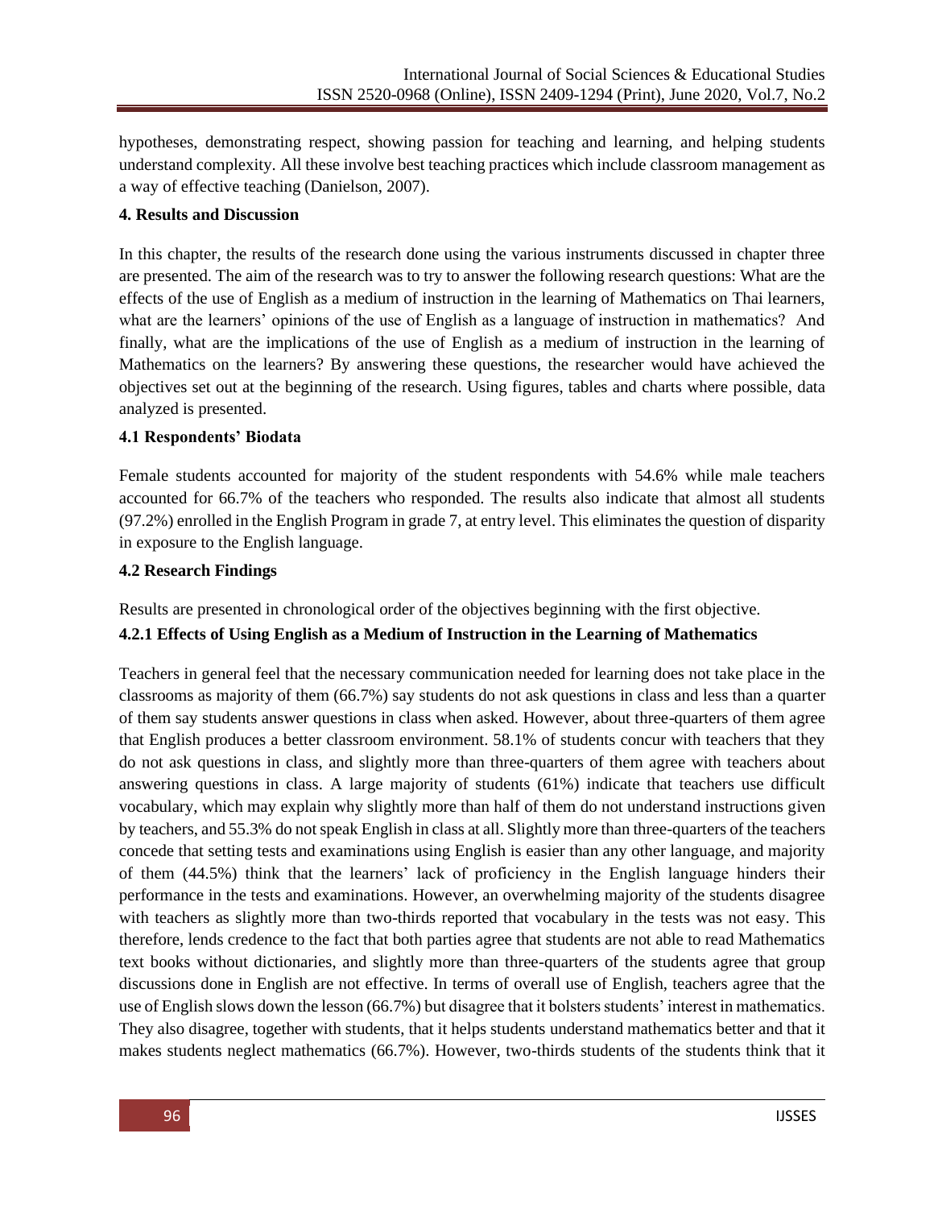hypotheses, demonstrating respect, showing passion for teaching and learning, and helping students understand complexity. All these involve best teaching practices which include classroom management as a way of effective teaching (Danielson, 2007).

## 4. Results and Discussion

In this chapter, the results of the research done using the various instruments discussed in chapter three are presented. The aim of the research was to try to answer the following research questions: What are the effects of the use of English as a medium of instruction in the learning of Mathematics on Thai learners, what are the learners' opinions of the use of English as a language of instruction in mathematics? And finally, what are the implications of the use of English as a medium of instruction in the learning of Mathematics on the learners? By answering these questions, the researcher would have achieved the objectives set out at the beginning of the research. Using figures, tables and charts where possible, data analyzed is presented.

### 4.1 Respondents' Biodata

Female students accounted for majority of the student respondents with 54.6% while male teachers accounted for 66.7% of the teachers who responded. The results also indicate that almost all students (97.2%) enrolled in the English Program in grade 7, at entry level. This eliminates the question of disparity in exposure to the English language.

### 4.2 Research Findings

Results are presented in chronological order of the objectives beginning with the first objective.

#### 4.2.1 Effects of Using English as a Medium of Instruction in the Learning of Mathematics

Teachers in general feel that the necessary communication needed for learning does not take place in the classrooms as majority of them (66.7%) say students do not ask questions in class and less than a quarter of them say students answer questions in class when asked. However, about three-quarters of them agree that English produces a better classroom environment. 58.1% of students concur with teachers that they do not ask questions in class, and slightly more than three-quarters of them agree with teachers about answering questions in class. A large majority of students (61%) indicate that teachers use difficult vocabulary, which may explain why slightly more than half of them do not understand instructions given by teachers, and 55.3% do not speak English in class at all. Slightly more than three-quarters of the teachers concede that setting tests and examinations using English is easier than any other language, and majority of them (44.5%) think that the learners' lack of proficiency in the English language hinders their performance in the tests and examinations. However, an overwhelming majority of the students disagree with teachers as slightly more than two-thirds reported that vocabulary in the tests was not easy. This therefore, lends credence to the fact that both parties agree that students are not able to read Mathematics text books without dictionaries, and slightly more than three-quarters of the students agree that group discussions done in English are not effective. In terms of overall use of English, teachers agree that the use of English slows down the lesson (66.7%) but disagree that it bolsters students' interest in mathematics. They also disagree, together with students, that it helps students understand mathematics better and that it makes students neglect mathematics (66.7%). However, two-thirds students of the students think that it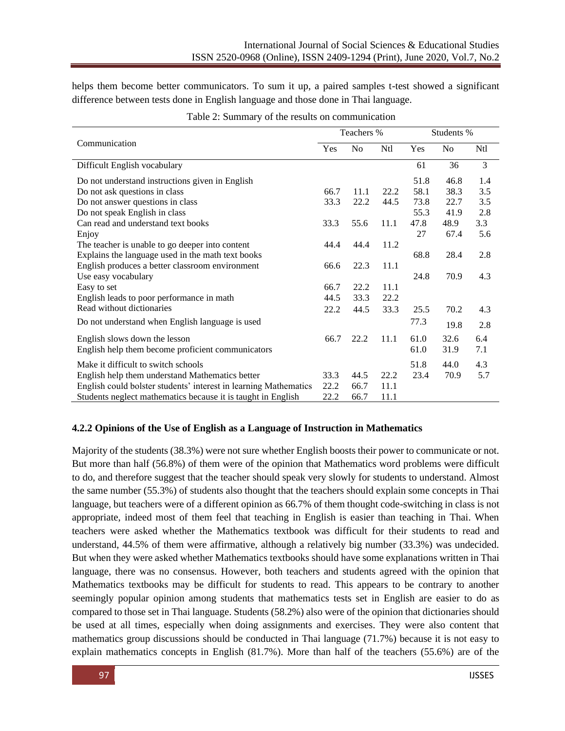helps them become better communicators. To sum it up, a paired samples t-test showed a significant difference between tests done in English language and those done in Thai language.

Table 2: Summary of the results on communication

| Communication | Teachers % | | | Students % | | |
|---|---|---|---|---|---|---|
| | Yes | No | Ntl | Yes | No | Ntl |
| Difficult English vocabulary | | | | 61 | 36 | 3 |
| Do not understand instructions given in English | | | | 51.8 | 46.8 | 1.4 |
| Do not ask questions in class | 66.7 | 11.1 | 22.2 | 58.1 | 38.3 | 3.5 |
| Do not answer questions in class | 33.3 | 22.2 | 44.5 | 73.8 | 22.7 | 3.5 |
| Do not speak English in class | | | | 55.3 | 41.9 | 2.8 |
| Can read and understand text books | 33.3 | 55.6 | 11.1 | 47.8 | 48.9 | 3.3 |
| Enjoy | | | | 27 | 67.4 | 5.6 |
| The teacher is unable to go deeper into content | 44.4 | 44.4 | 11.2 | | | |
| Explains the language used in the math text books | | | | 68.8 | 28.4 | 2.8 |
| English produces a better classroom environment | 66.6 | 22.3 | 11.1 | | | |
| Use easy vocabulary | | | | 24.8 | 70.9 | 4.3 |
| Easy to set | 66.7 | 22.2 | 11.1 | | | |
| English leads to poor performance in math | 44.5 | 33.3 | 22.2 | | | |
| Read without dictionaries | 22.2 | 44.5 | 33.3 | 25.5 | 70.2 | 4.3 |
| Do not understand when English language is used | | | | 77.3 | 19.8 | 2.8 |
| English slows down the lesson | 66.7 | 22.2 | 11.1 | 61.0 | 32.6 | 6.4 |
| English help them become proficient communicators | | | | 61.0 | 31.9 | 7.1 |
| Make it difficult to switch schools | | | | 51.8 | 44.0 | 4.3 |
| English help them understand Mathematics better | 33.3 | 44.5 | 22.2 | 23.4 | 70.9 | 5.7 |
| English could bolster students' interest in learning Mathematics | 22.2 | 66.7 | 11.1 | | | |
| Students neglect mathematics because it is taught in English | 22.2 | 66.7 | 11.1 | | | |

### 4.2.2 Opinions of the Use of English as a Language of Instruction in Mathematics

Majority of the students (38.3%) were not sure whether English boosts their power to communicate or not. But more than half (56.8%) of them were of the opinion that Mathematics word problems were difficult to do, and therefore suggest that the teacher should speak very slowly for students to understand. Almost the same number (55.3%) of students also thought that the teachers should explain some concepts in Thai language, but teachers were of a different opinion as 66.7% of them thought code-switching in class is not appropriate, indeed most of them feel that teaching in English is easier than teaching in Thai. When teachers were asked whether the Mathematics textbook was difficult for their students to read and understand, 44.5% of them were affirmative, although a relatively big number (33.3%) was undecided. But when they were asked whether Mathematics textbooks should have some explanations written in Thai language, there was no consensus. However, both teachers and students agreed with the opinion that Mathematics textbooks may be difficult for students to read. This appears to be contrary to another seemingly popular opinion among students that mathematics tests set in English are easier to do as compared to those set in Thai language. Students (58.2%) also were of the opinion that dictionaries should be used at all times, especially when doing assignments and exercises. They were also content that mathematics group discussions should be conducted in Thai language (71.7%) because it is not easy to explain mathematics concepts in English (81.7%). More than half of the teachers (55.6%) are of the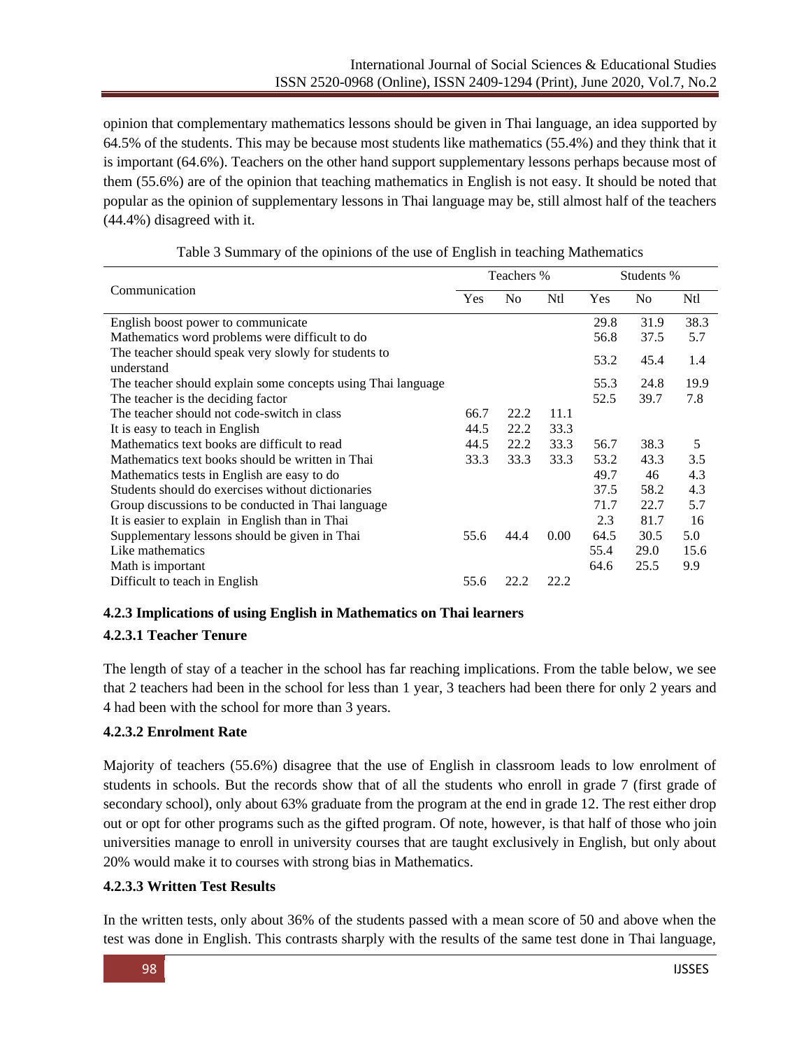opinion that complementary mathematics lessons should be given in Thai language, an idea supported by 64.5% of the students. This may be because most students like mathematics (55.4%) and they think that it is important (64.6%). Teachers on the other hand support supplementary lessons perhaps because most of them (55.6%) are of the opinion that teaching mathematics in English is not easy. It should be noted that popular as the opinion of supplementary lessons in Thai language may be, still almost half of the teachers (44.4%) disagreed with it.

Table 3 Summary of the opinions of the use of English in teaching Mathematics

| Communication | Teachers % | | | Students % | | |
|---|---|---|---|---|---|---|
| | Yes | No | Ntl | Yes | No | Ntl |
| English boost power to communicate | | | | 29.8 | 31.9 | 38.3 |
| Mathematics word problems were difficult to do | | | | 56.8 | 37.5 | 5.7 |
| The teacher should speak very slowly for students to understand | | | | 53.2 | 45.4 | 1.4 |
| The teacher should explain some concepts using Thai language | | | | 55.3 | 24.8 | 19.9 |
| The teacher is the deciding factor | | | | 52.5 | 39.7 | 7.8 |
| The teacher should not code-switch in class | 66.7 | 22.2 | 11.1 | | | |
| It is easy to teach in English | 44.5 | 22.2 | 33.3 | | | |
| Mathematics text books are difficult to read | 44.5 | 22.2 | 33.3 | 56.7 | 38.3 | 5 |
| Mathematics text books should be written in Thai | 33.3 | 33.3 | 33.3 | 53.2 | 43.3 | 3.5 |
| Mathematics tests in English are easy to do | | | | 49.7 | 46 | 4.3 |
| Students should do exercises without dictionaries | | | | 37.5 | 58.2 | 4.3 |
| Group discussions to be conducted in Thai language | | | | 71.7 | 22.7 | 5.7 |
| It is easier to explain in English than in Thai | | | | 2.3 | 81.7 | 16 |
| Supplementary lessons should be given in Thai | 55.6 | 44.4 | 0.00 | 64.5 | 30.5 | 5.0 |
| Like mathematics | | | | 55.4 | 29.0 | 15.6 |
| Math is important | | | | 64.6 | 25.5 | 9.9 |
| Difficult to teach in English | 55.6 | 22.2 | 22.2 | | | |

### 4.2.3 Implications of using English in Mathematics on Thai learners

#### 4.2.3.1 Teacher Tenure

The length of stay of a teacher in the school has far reaching implications. From the table below, we see that 2 teachers had been in the school for less than 1 year, 3 teachers had been there for only 2 years and 4 had been with the school for more than 3 years.

#### 4.2.3.2 Enrolment Rate

Majority of teachers (55.6%) disagree that the use of English in classroom leads to low enrolment of students in schools. But the records show that of all the students who enroll in grade 7 (first grade of secondary school), only about 63% graduate from the program at the end in grade 12. The rest either drop out or opt for other programs such as the gifted program. Of note, however, is that half of those who join universities manage to enroll in university courses that are taught exclusively in English, but only about 20% would make it to courses with strong bias in Mathematics.

#### 4.2.3.3 Written Test Results

In the written tests, only about 36% of the students passed with a mean score of 50 and above when the test was done in English. This contrasts sharply with the results of the same test done in Thai language,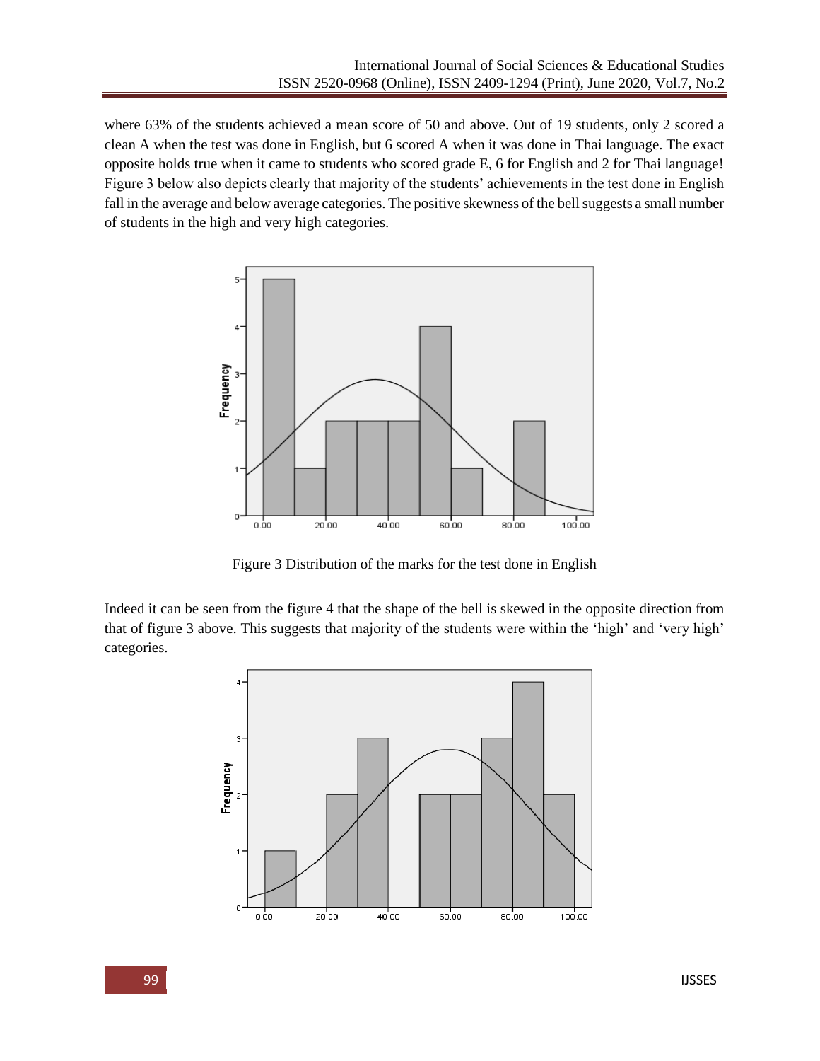where 63% of the students achieved a mean score of 50 and above. Out of 19 students, only 2 scored a clean A when the test was done in English, but 6 scored A when it was done in Thai language. The exact opposite holds true when it came to students who scored grade E, 6 for English and 2 for Thai language! Figure 3 below also depicts clearly that majority of the students' achievements in the test done in English fall in the average and below average categories. The positive skewness of the bell suggests a small number of students in the high and very high categories.

Figure 3 Distribution of the marks for the test done in English

Indeed it can be seen from the figure 4 that the shape of the bell is skewed in the opposite direction from that of figure 3 above. This suggests that majority of the students were within the 'high' and 'very high' categories.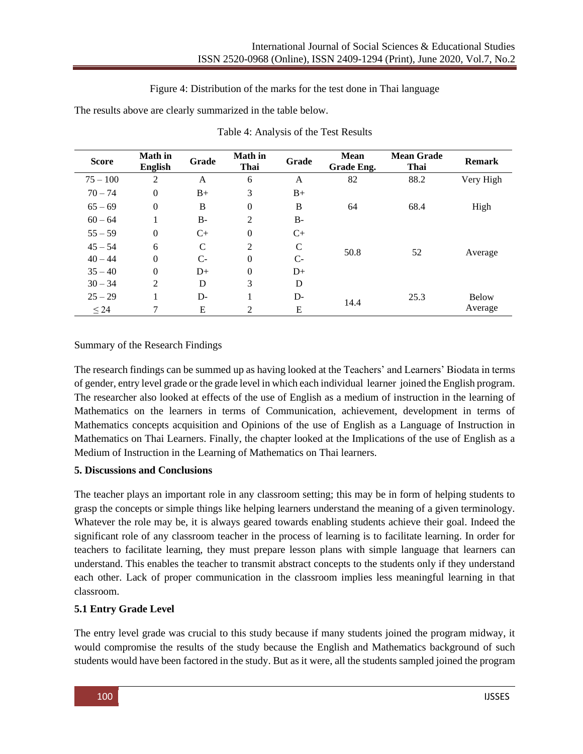Figure 4: Distribution of the marks for the test done in Thai language

The results above are clearly summarized in the table below.

Table 4: Analysis of the Test Results

| Score | Math in English | Grade | Math in Thai | Grade | Mean Grade Eng. | Mean Grade Thai | Remark |
|---|---|---|---|---|---|---|---|
| 75 – 100 | 2 | A | 6 | A | 82 | 88.2 | Very High |
| 70 – 74 | 0 | B+ | 3 | B+ | | | |
| 65 – 69 | 0 | B | 0 | B | 64 | 68.4 | High |
| 60 – 64 | 1 | B- | 2 | B- | | | |
| 55 – 59 | 0 | C+ | 0 | C+ | | | |
| 45 – 54 | 6 | C | 2 | C | 50.8 | 52 | Average |
| 40 – 44 | 0 | C- | 0 | C- | | | |
| 35 – 40 | 0 | D+ | 0 | D+ | | | |
| 30 – 34 | 2 | D | 3 | D | | | |
| 25 – 29 | 1 | D- | 1 | D- | 14.4 | 25.3 | Below Average |
| ≤ 24 | 7 | E | 2 | E | | | |

Summary of the Research Findings

The research findings can be summed up as having looked at the Teachers' and Learners' Biodata in terms of gender, entry level grade or the grade level in which each individual learner joined the English program. The researcher also looked at effects of the use of English as a medium of instruction in the learning of Mathematics on the learners in terms of Communication, achievement, development in terms of Mathematics concepts acquisition and Opinions of the use of English as a Language of Instruction in Mathematics on Thai Learners. Finally, the chapter looked at the Implications of the use of English as a Medium of Instruction in the Learning of Mathematics on Thai learners.

## 5. Discussions and Conclusions

The teacher plays an important role in any classroom setting; this may be in form of helping students to grasp the concepts or simple things like helping learners understand the meaning of a given terminology. Whatever the role may be, it is always geared towards enabling students achieve their goal. Indeed the significant role of any classroom teacher in the process of learning is to facilitate learning. In order for teachers to facilitate learning, they must prepare lesson plans with simple language that learners can understand. This enables the teacher to transmit abstract concepts to the students only if they understand each other. Lack of proper communication in the classroom implies less meaningful learning in that classroom.

### 5.1 Entry Grade Level

The entry level grade was crucial to this study because if many students joined the program midway, it would compromise the results of the study because the English and Mathematics background of such students would have been factored in the study. But as it were, all the students sampled joined the program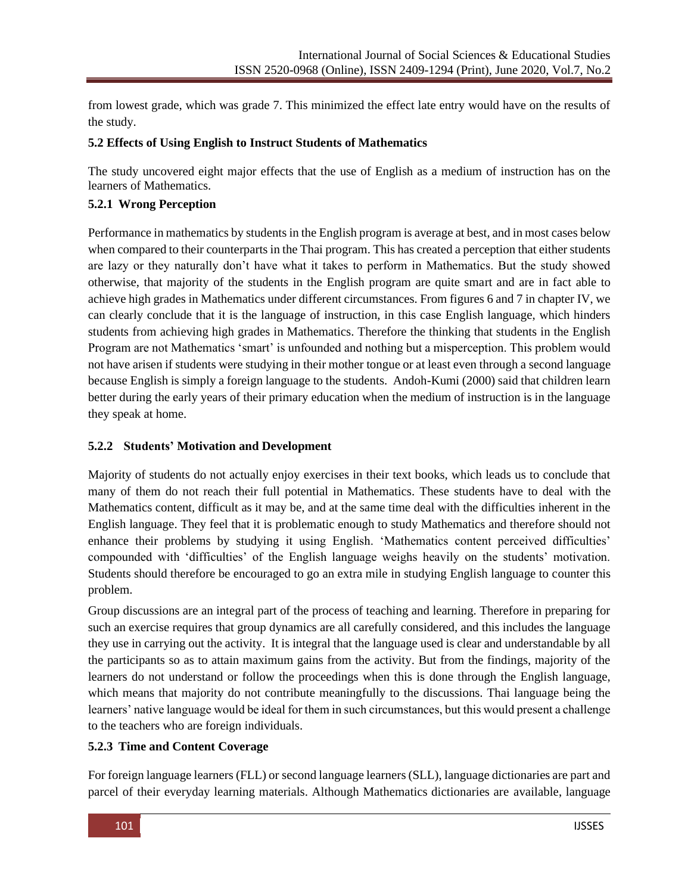from lowest grade, which was grade 7. This minimized the effect late entry would have on the results of the study.

### 5.2 Effects of Using English to Instruct Students of Mathematics

The study uncovered eight major effects that the use of English as a medium of instruction has on the learners of Mathematics.

#### 5.2.1 Wrong Perception

Performance in mathematics by students in the English program is average at best, and in most cases below when compared to their counterparts in the Thai program. This has created a perception that either students are lazy or they naturally don't have what it takes to perform in Mathematics. But the study showed otherwise, that majority of the students in the English program are quite smart and are in fact able to achieve high grades in Mathematics under different circumstances. From figures 6 and 7 in chapter IV, we can clearly conclude that it is the language of instruction, in this case English language, which hinders students from achieving high grades in Mathematics. Therefore the thinking that students in the English Program are not Mathematics 'smart' is unfounded and nothing but a misperception. This problem would not have arisen if students were studying in their mother tongue or at least even through a second language because English is simply a foreign language to the students. Andoh-Kumi (2000) said that children learn better during the early years of their primary education when the medium of instruction is in the language they speak at home.

#### 5.2.2 Students' Motivation and Development

Majority of students do not actually enjoy exercises in their text books, which leads us to conclude that many of them do not reach their full potential in Mathematics. These students have to deal with the Mathematics content, difficult as it may be, and at the same time deal with the difficulties inherent in the English language. They feel that it is problematic enough to study Mathematics and therefore should not enhance their problems by studying it using English. 'Mathematics content perceived difficulties' compounded with 'difficulties' of the English language weighs heavily on the students' motivation. Students should therefore be encouraged to go an extra mile in studying English language to counter this problem.

Group discussions are an integral part of the process of teaching and learning. Therefore in preparing for such an exercise requires that group dynamics are all carefully considered, and this includes the language they use in carrying out the activity. It is integral that the language used is clear and understandable by all the participants so as to attain maximum gains from the activity. But from the findings, majority of the learners do not understand or follow the proceedings when this is done through the English language, which means that majority do not contribute meaningfully to the discussions. Thai language being the learners' native language would be ideal for them in such circumstances, but this would present a challenge to the teachers who are foreign individuals.

#### 5.2.3 Time and Content Coverage

For foreign language learners (FLL) or second language learners (SLL), language dictionaries are part and parcel of their everyday learning materials. Although Mathematics dictionaries are available, language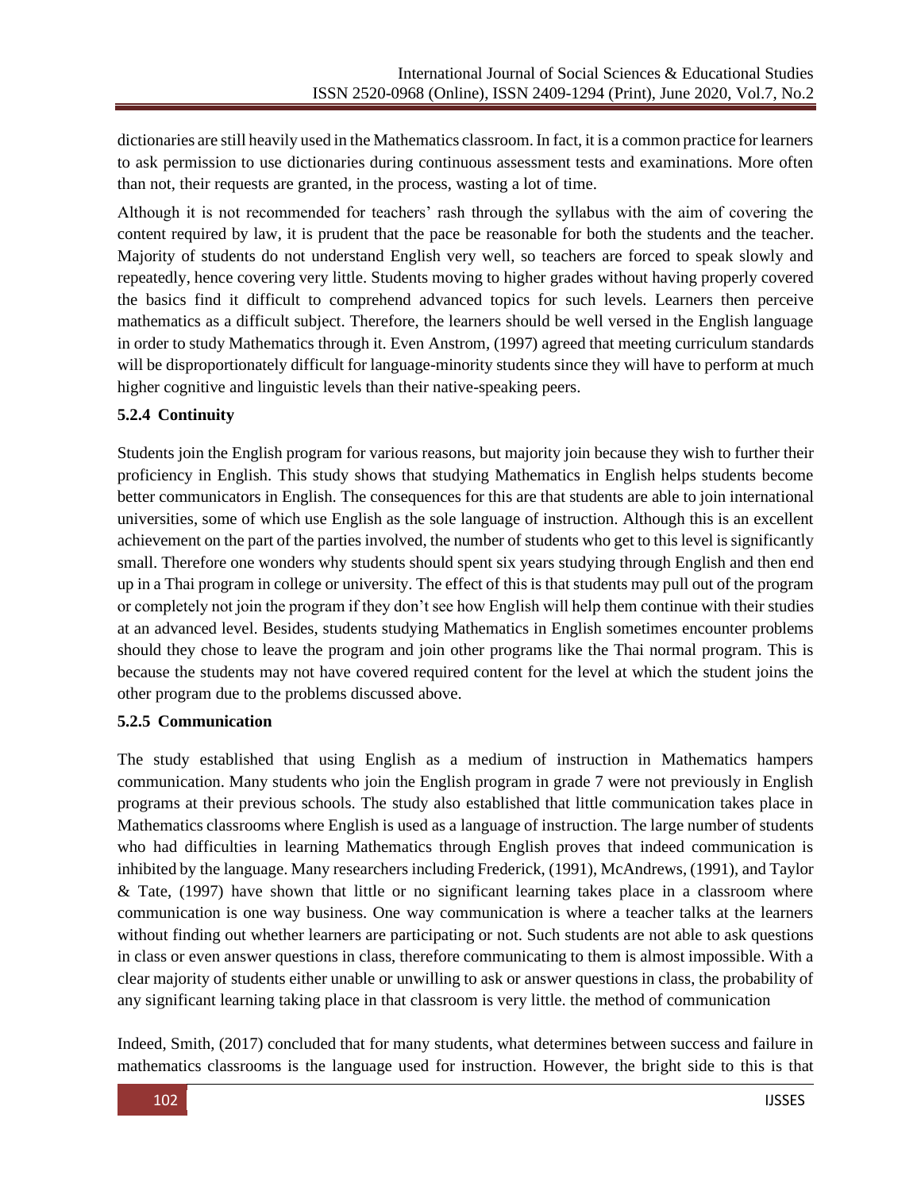dictionaries are still heavily used in the Mathematics classroom. In fact, it is a common practice for learners to ask permission to use dictionaries during continuous assessment tests and examinations. More often than not, their requests are granted, in the process, wasting a lot of time.

Although it is not recommended for teachers' rash through the syllabus with the aim of covering the content required by law, it is prudent that the pace be reasonable for both the students and the teacher. Majority of students do not understand English very well, so teachers are forced to speak slowly and repeatedly, hence covering very little. Students moving to higher grades without having properly covered the basics find it difficult to comprehend advanced topics for such levels. Learners then perceive mathematics as a difficult subject. Therefore, the learners should be well versed in the English language in order to study Mathematics through it. Even Anstrom, (1997) agreed that meeting curriculum standards will be disproportionately difficult for language-minority students since they will have to perform at much higher cognitive and linguistic levels than their native-speaking peers.

### 5.2.4 Continuity

Students join the English program for various reasons, but majority join because they wish to further their proficiency in English. This study shows that studying Mathematics in English helps students become better communicators in English. The consequences for this are that students are able to join international universities, some of which use English as the sole language of instruction. Although this is an excellent achievement on the part of the parties involved, the number of students who get to this level is significantly small. Therefore one wonders why students should spent six years studying through English and then end up in a Thai program in college or university. The effect of this is that students may pull out of the program or completely not join the program if they don't see how English will help them continue with their studies at an advanced level. Besides, students studying Mathematics in English sometimes encounter problems should they chose to leave the program and join other programs like the Thai normal program. This is because the students may not have covered required content for the level at which the student joins the other program due to the problems discussed above.

### 5.2.5 Communication

The study established that using English as a medium of instruction in Mathematics hampers communication. Many students who join the English program in grade 7 were not previously in English programs at their previous schools. The study also established that little communication takes place in Mathematics classrooms where English is used as a language of instruction. The large number of students who had difficulties in learning Mathematics through English proves that indeed communication is inhibited by the language. Many researchers including Frederick, (1991), McAndrews, (1991), and Taylor & Tate, (1997) have shown that little or no significant learning takes place in a classroom where communication is one way business. One way communication is where a teacher talks at the learners without finding out whether learners are participating or not. Such students are not able to ask questions in class or even answer questions in class, therefore communicating to them is almost impossible. With a clear majority of students either unable or unwilling to ask or answer questions in class, the probability of any significant learning taking place in that classroom is very little. the method of communication

Indeed, Smith, (2017) concluded that for many students, what determines between success and failure in mathematics classrooms is the language used for instruction. However, the bright side to this is that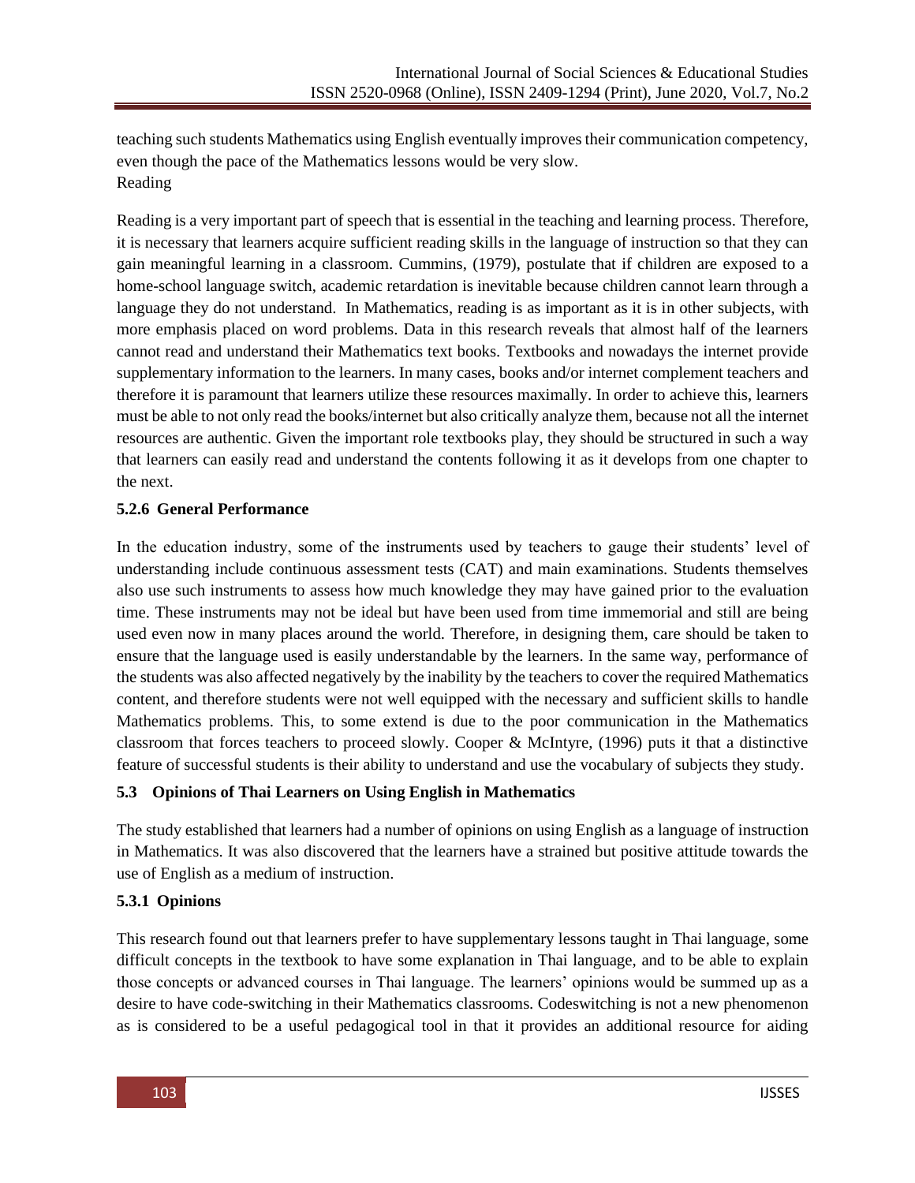teaching such students Mathematics using English eventually improves their communication competency, even though the pace of the Mathematics lessons would be very slow.

Reading

Reading is a very important part of speech that is essential in the teaching and learning process. Therefore, it is necessary that learners acquire sufficient reading skills in the language of instruction so that they can gain meaningful learning in a classroom. Cummins, (1979), postulate that if children are exposed to a home-school language switch, academic retardation is inevitable because children cannot learn through a language they do not understand. In Mathematics, reading is as important as it is in other subjects, with more emphasis placed on word problems. Data in this research reveals that almost half of the learners cannot read and understand their Mathematics text books. Textbooks and nowadays the internet provide supplementary information to the learners. In many cases, books and/or internet complement teachers and therefore it is paramount that learners utilize these resources maximally. In order to achieve this, learners must be able to not only read the books/internet but also critically analyze them, because not all the internet resources are authentic. Given the important role textbooks play, they should be structured in such a way that learners can easily read and understand the contents following it as it develops from one chapter to the next.

### 5.2.6 General Performance

In the education industry, some of the instruments used by teachers to gauge their students' level of understanding include continuous assessment tests (CAT) and main examinations. Students themselves also use such instruments to assess how much knowledge they may have gained prior to the evaluation time. These instruments may not be ideal but have been used from time immemorial and still are being used even now in many places around the world. Therefore, in designing them, care should be taken to ensure that the language used is easily understandable by the learners. In the same way, performance of the students was also affected negatively by the inability by the teachers to cover the required Mathematics content, and therefore students were not well equipped with the necessary and sufficient skills to handle Mathematics problems. This, to some extend is due to the poor communication in the Mathematics classroom that forces teachers to proceed slowly. Cooper & McIntyre, (1996) puts it that a distinctive feature of successful students is their ability to understand and use the vocabulary of subjects they study.

## 5.3 Opinions of Thai Learners on Using English in Mathematics

The study established that learners had a number of opinions on using English as a language of instruction in Mathematics. It was also discovered that the learners have a strained but positive attitude towards the use of English as a medium of instruction.

### 5.3.1 Opinions

This research found out that learners prefer to have supplementary lessons taught in Thai language, some difficult concepts in the textbook to have some explanation in Thai language, and to be able to explain those concepts or advanced courses in Thai language. The learners' opinions would be summed up as a desire to have code-switching in their Mathematics classrooms. Codeswitching is not a new phenomenon as is considered to be a useful pedagogical tool in that it provides an additional resource for aiding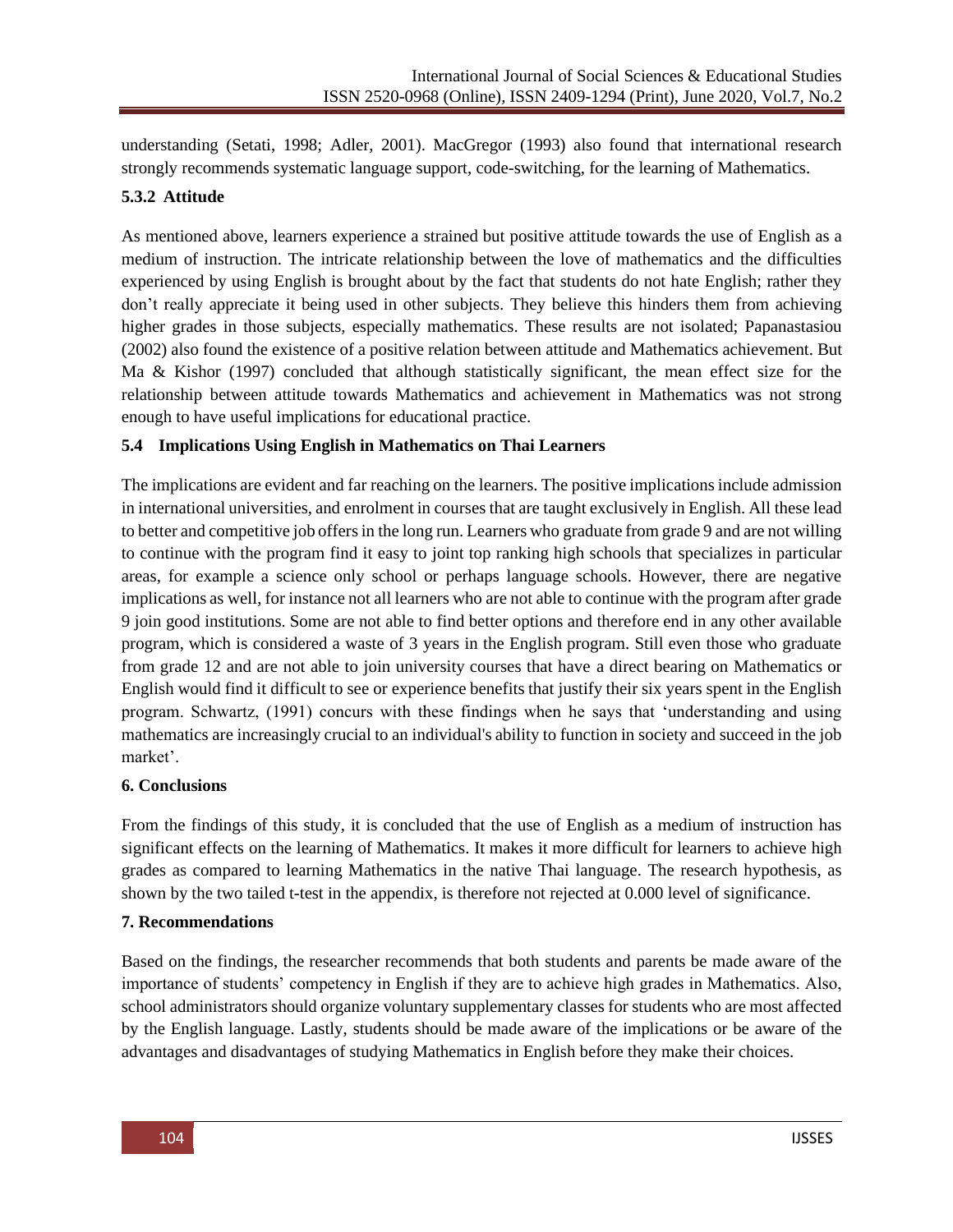understanding (Setati, 1998; Adler, 2001). MacGregor (1993) also found that international research strongly recommends systematic language support, code-switching, for the learning of Mathematics.

### 5.3.2 Attitude

As mentioned above, learners experience a strained but positive attitude towards the use of English as a medium of instruction. The intricate relationship between the love of mathematics and the difficulties experienced by using English is brought about by the fact that students do not hate English; rather they don't really appreciate it being used in other subjects. They believe this hinders them from achieving higher grades in those subjects, especially mathematics. These results are not isolated; Papanastasiou (2002) also found the existence of a positive relation between attitude and Mathematics achievement. But Ma & Kishor (1997) concluded that although statistically significant, the mean effect size for the relationship between attitude towards Mathematics and achievement in Mathematics was not strong enough to have useful implications for educational practice.

### 5.4 Implications Using English in Mathematics on Thai Learners

The implications are evident and far reaching on the learners. The positive implications include admission in international universities, and enrolment in courses that are taught exclusively in English. All these lead to better and competitive job offers in the long run. Learners who graduate from grade 9 and are not willing to continue with the program find it easy to joint top ranking high schools that specializes in particular areas, for example a science only school or perhaps language schools. However, there are negative implications as well, for instance not all learners who are not able to continue with the program after grade 9 join good institutions. Some are not able to find better options and therefore end in any other available program, which is considered a waste of 3 years in the English program. Still even those who graduate from grade 12 and are not able to join university courses that have a direct bearing on Mathematics or English would find it difficult to see or experience benefits that justify their six years spent in the English program. Schwartz, (1991) concurs with these findings when he says that 'understanding and using mathematics are increasingly crucial to an individual's ability to function in society and succeed in the job market'.

## 6. Conclusions

From the findings of this study, it is concluded that the use of English as a medium of instruction has significant effects on the learning of Mathematics. It makes it more difficult for learners to achieve high grades as compared to learning Mathematics in the native Thai language. The research hypothesis, as shown by the two tailed t-test in the appendix, is therefore not rejected at 0.000 level of significance.

## 7. Recommendations

Based on the findings, the researcher recommends that both students and parents be made aware of the importance of students' competency in English if they are to achieve high grades in Mathematics. Also, school administrators should organize voluntary supplementary classes for students who are most affected by the English language. Lastly, students should be made aware of the implications or be aware of the advantages and disadvantages of studying Mathematics in English before they make their choices.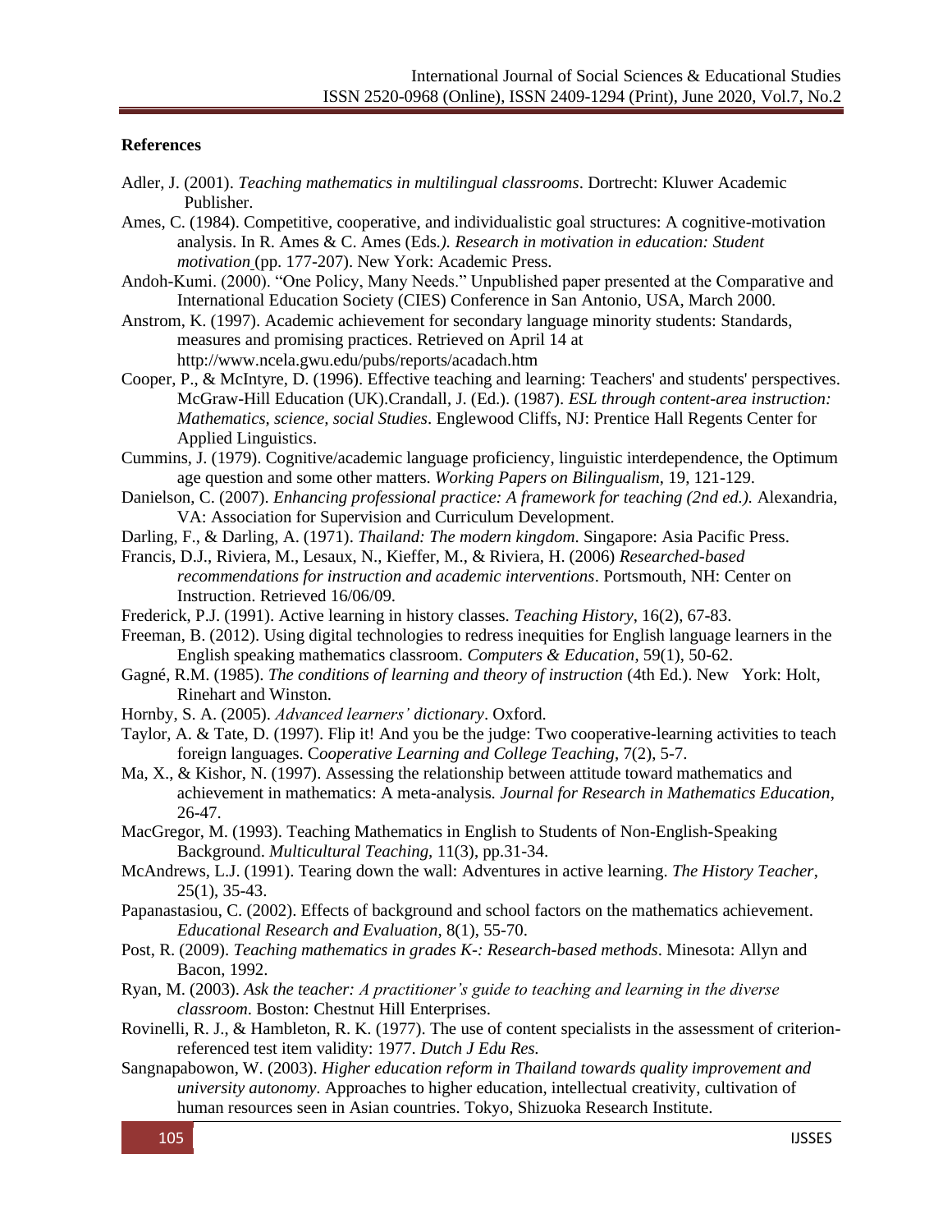**References**

Adler, J. (2001). *Teaching mathematics in multilingual classrooms*. Dortrecht: Kluwer Academic Publisher.

Ames, C. (1984). Competitive, cooperative, and individualistic goal structures: A cognitive-motivation analysis. In R. Ames & C. Ames (Eds*.). Research in motivation in education: Student motivation* (pp. 177-207). New York: Academic Press.

Andoh-Kumi. (2000). "One Policy, Many Needs." Unpublished paper presented at the Comparative and International Education Society (CIES) Conference in San Antonio, USA, March 2000.

Anstrom, K. (1997). Academic achievement for secondary language minority students: Standards, measures and promising practices. Retrieved on April 14 at http://www.ncela.gwu.edu/pubs/reports/acadach.htm

Cooper, P., & McIntyre, D. (1996). Effective teaching and learning: Teachers' and students' perspectives. McGraw-Hill Education (UK).Crandall, J. (Ed.). (1987). *ESL through content-area instruction: Mathematics, science, social Studies*. Englewood Cliffs, NJ: Prentice Hall Regents Center for Applied Linguistics.

Cummins, J. (1979). Cognitive/academic language proficiency, linguistic interdependence, the Optimum age question and some other matters. *Working Papers on Bilingualism*, 19, 121-129.

Danielson, C. (2007). *Enhancing professional practice: A framework for teaching (2nd ed.).* Alexandria, VA: Association for Supervision and Curriculum Development.

Darling, F., & Darling, A. (1971). *Thailand: The modern kingdom*. Singapore: Asia Pacific Press.

Francis, D.J., Riviera, M., Lesaux, N., Kieffer, M., & Riviera, H. (2006) *Researched-based recommendations for instruction and academic interventions*. Portsmouth, NH: Center on Instruction. Retrieved 16/06/09.

Frederick, P.J. (1991). Active learning in history classes. *Teaching History*, 16(2), 67-83.

Freeman, B. (2012). Using digital technologies to redress inequities for English language learners in the English speaking mathematics classroom. *Computers & Education*, 59(1), 50-62.

Gagné, R.M. (1985). *The conditions of learning and theory of instruction* (4th Ed.). New York: Holt, Rinehart and Winston.

Hornby, S. A. (2005). *Advanced learners' dictionary*. Oxford.

Taylor, A. & Tate, D. (1997). Flip it! And you be the judge: Two cooperative-learning activities to teach foreign languages. *Cooperative Learning and College Teaching*, 7(2), 5-7.

Ma, X., & Kishor, N. (1997). Assessing the relationship between attitude toward mathematics and achievement in mathematics: A meta-analysis. *Journal for Research in Mathematics Education*, 26-47.

MacGregor, M. (1993). Teaching Mathematics in English to Students of Non-English-Speaking Background. *Multicultural Teaching*, 11(3), pp.31-34.

McAndrews, L.J. (1991). Tearing down the wall: Adventures in active learning. *The History Teacher*, 25(1), 35-43.

Papanastasiou, C. (2002). Effects of background and school factors on the mathematics achievement. *Educational Research and Evaluation*, 8(1), 55-70.

Post, R. (2009). *Teaching mathematics in grades K-: Research-based methods*. Minesota: Allyn and Bacon, 1992.

Ryan, M. (2003). *Ask the teacher: A practitioner's guide to teaching and learning in the diverse classroom*. Boston: Chestnut Hill Enterprises.

Rovinelli, R. J., & Hambleton, R. K. (1977). The use of content specialists in the assessment of criterion-referenced test item validity: 1977. *Dutch J Edu Res.*

Sangnapabowon, W. (2003). *Higher education reform in Thailand towards quality improvement and university autonomy*. Approaches to higher education, intellectual creativity, cultivation of human resources seen in Asian countries. Tokyo, Shizuoka Research Institute.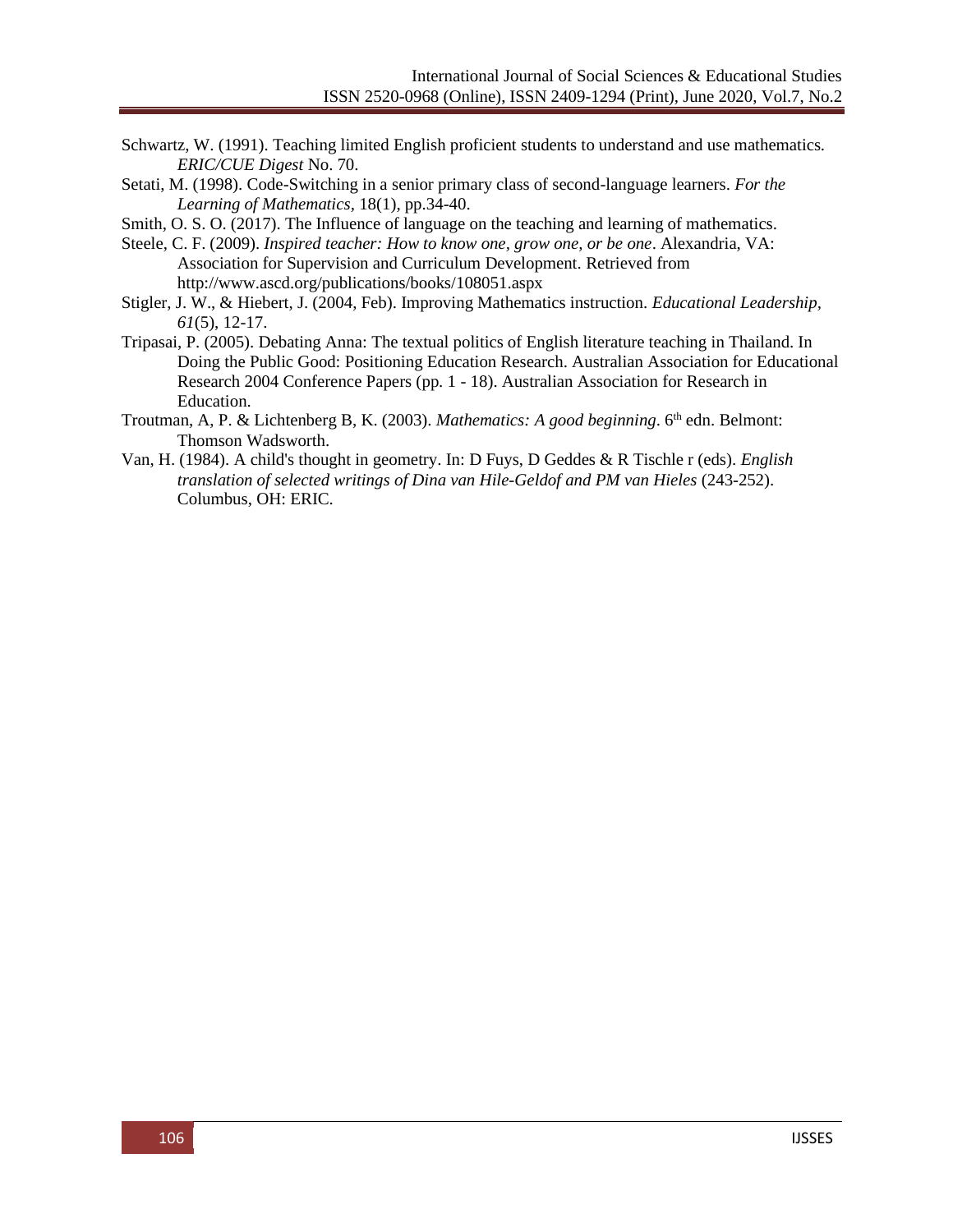Schwartz, W. (1991). Teaching limited English proficient students to understand and use mathematics. *ERIC/CUE Digest* No. 70.

Setati, M. (1998). Code-Switching in a senior primary class of second-language learners. *For the Learning of Mathematics*, 18(1), pp.34-40.

Smith, O. S. O. (2017). The Influence of language on the teaching and learning of mathematics.

Steele, C. F. (2009). *Inspired teacher: How to know one, grow one, or be one*. Alexandria, VA: Association for Supervision and Curriculum Development. Retrieved from http://www.ascd.org/publications/books/108051.aspx

Stigler, J. W., & Hiebert, J. (2004, Feb). Improving Mathematics instruction. *Educational Leadership, 61*(5), 12-17.

Tripasai, P. (2005). Debating Anna: The textual politics of English literature teaching in Thailand. In Doing the Public Good: Positioning Education Research. Australian Association for Educational Research 2004 Conference Papers (pp. 1 - 18). Australian Association for Research in Education.

Troutman, A, P. & Lichtenberg B, K. (2003). *Mathematics: A good beginning*. 6th edn. Belmont: Thomson Wadsworth.

Van, H. (1984). A child's thought in geometry. In: D Fuys, D Geddes & R Tischle r (eds). *English translation of selected writings of Dina van Hile-Geldof and PM van Hieles* (243-252). Columbus, OH: ERIC.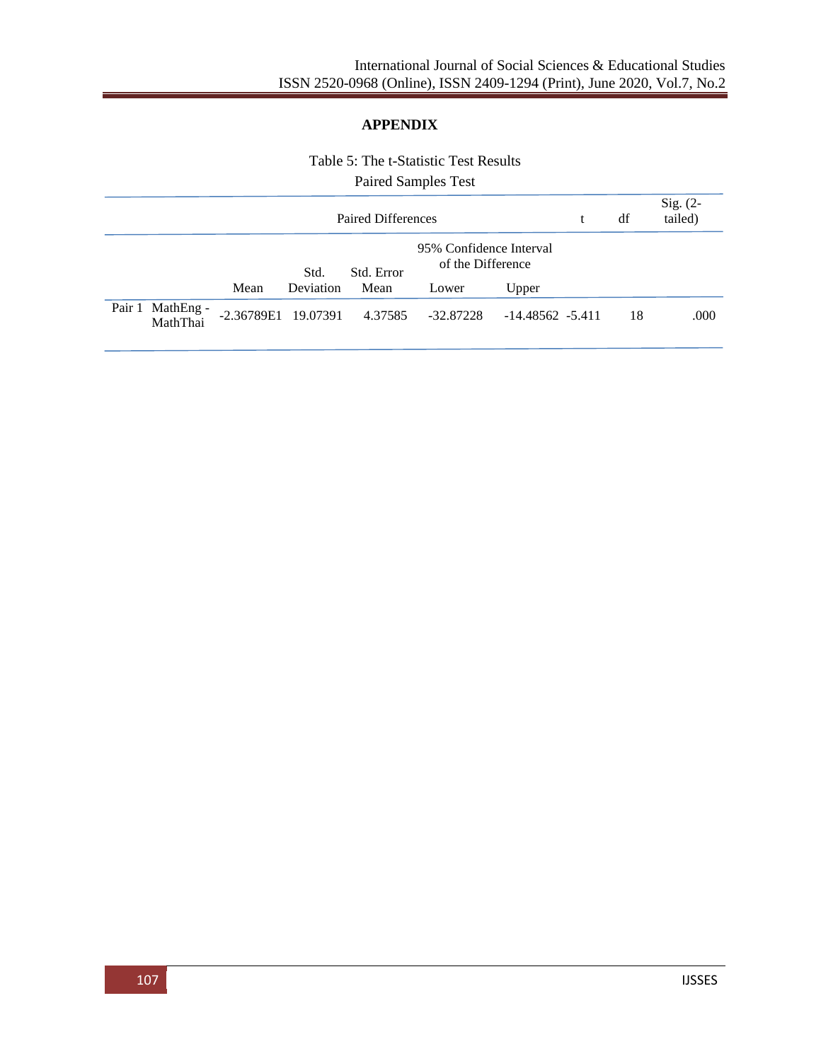## APPENDIX

Table 5: The t-Statistic Test Results

Paired Samples Test

| | | Paired Differences | | | | | t | df | Sig. (2-tailed) |
|---|---|---|---|---|---|---|---|---|---|
| | | Mean | Std. Deviation | Std. Error Mean | 95% Confidence Interval of the Difference | | | | |
| | | | | | Lower | Upper | | | |
| Pair 1 | MathEng - MathThai | -2.36789E1 | 19.07391 | 4.37585 | -32.87228 | -14.48562 | -5.411 | 18 | .000 |